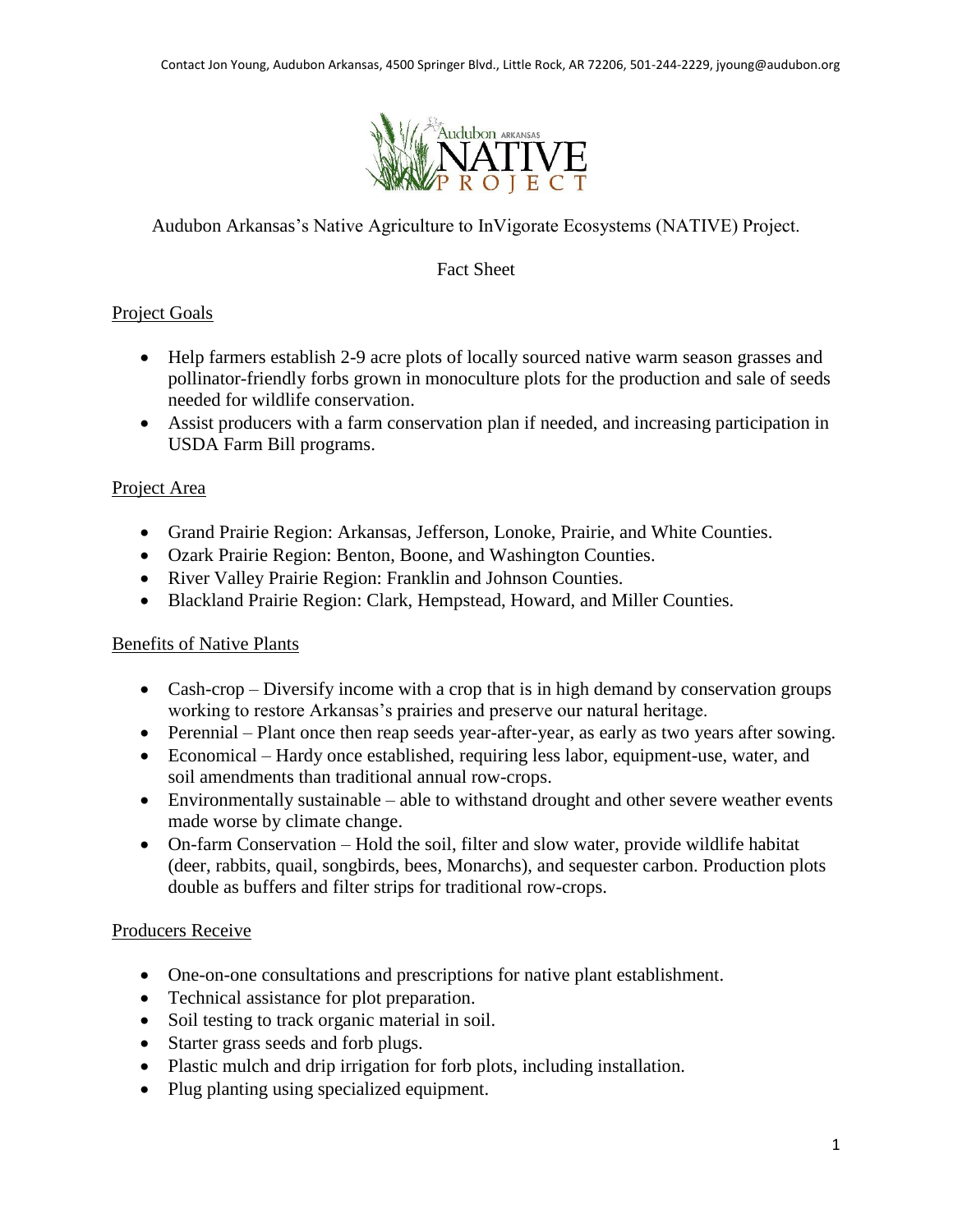Contact Jon Young, Audubon Arkansas, 4500 Springer Blvd., Little Rock, AR 72206, 501-244-2229, jyoung@audubon.org

# Audubon Arkansas's Native Agriculture to InVigorate Ecosystems (NATIVE) Project.

Fact Sheet

## Project Goals

- Help farmers establish 2-9 acre plots of locally sourced native warm season grasses and pollinator-friendly forbs grown in monoculture plots for the production and sale of seeds needed for wildlife conservation.
- Assist producers with a farm conservation plan if needed, and increasing participation in USDA Farm Bill programs.

## Project Area

- Grand Prairie Region: Arkansas, Jefferson, Lonoke, Prairie, and White Counties.
- Ozark Prairie Region: Benton, Boone, and Washington Counties.
- River Valley Prairie Region: Franklin and Johnson Counties.
- Blackland Prairie Region: Clark, Hempstead, Howard, and Miller Counties.

## Benefits of Native Plants

- Cash-crop – Diversify income with a crop that is in high demand by conservation groups working to restore Arkansas's prairies and preserve our natural heritage.
- Perennial – Plant once then reap seeds year-after-year, as early as two years after sowing.
- Economical – Hardy once established, requiring less labor, equipment-use, water, and soil amendments than traditional annual row-crops.
- Environmentally sustainable – able to withstand drought and other severe weather events made worse by climate change.
- On-farm Conservation – Hold the soil, filter and slow water, provide wildlife habitat (deer, rabbits, quail, songbirds, bees, Monarchs), and sequester carbon. Production plots double as buffers and filter strips for traditional row-crops.

## Producers Receive

- One-on-one consultations and prescriptions for native plant establishment.
- Technical assistance for plot preparation.
- Soil testing to track organic material in soil.
- Starter grass seeds and forb plugs.
- Plastic mulch and drip irrigation for forb plots, including installation.
- Plug planting using specialized equipment.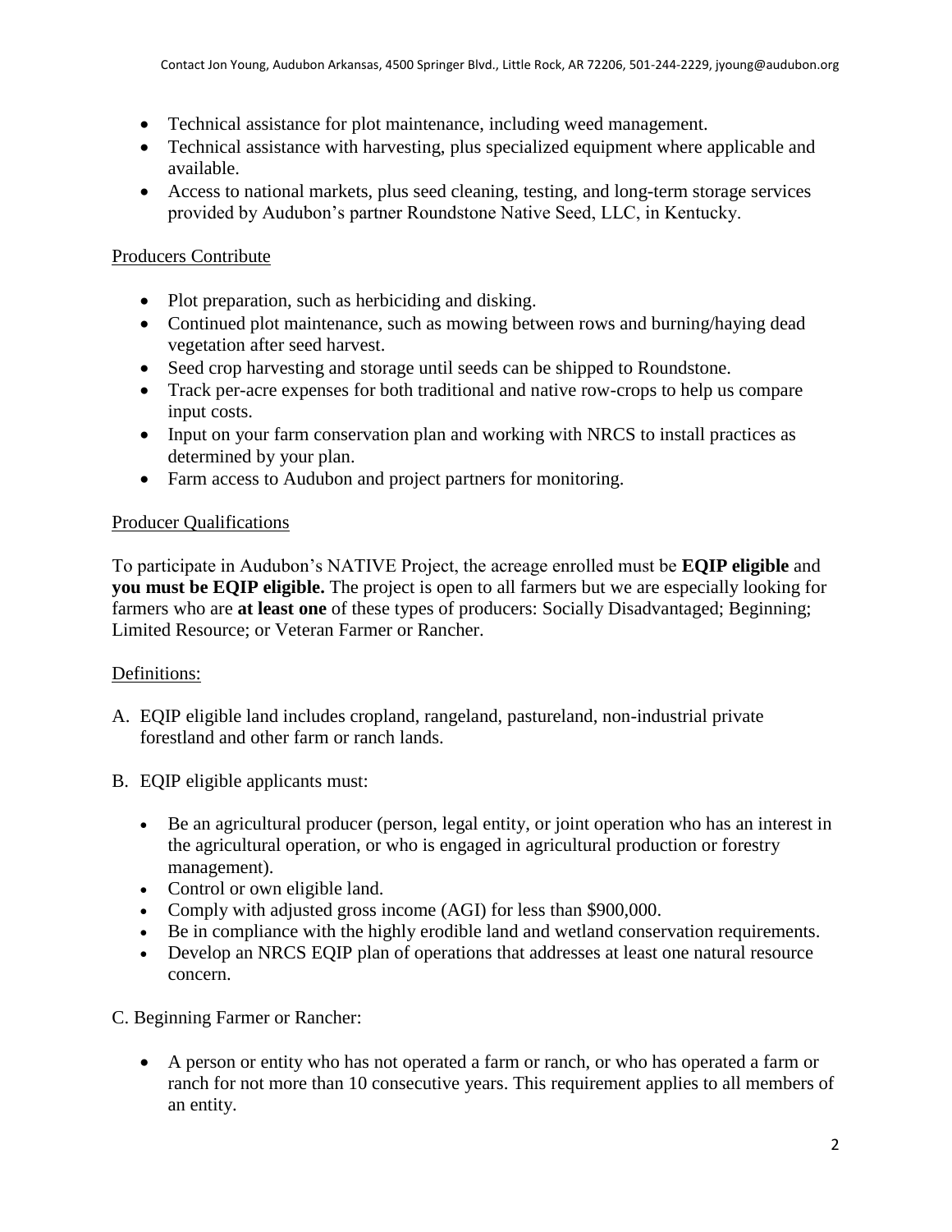- Technical assistance for plot maintenance, including weed management.
- Technical assistance with harvesting, plus specialized equipment where applicable and available.
- Access to national markets, plus seed cleaning, testing, and long-term storage services provided by Audubon's partner Roundstone Native Seed, LLC, in Kentucky.

## Producers Contribute

- Plot preparation, such as herbiciding and disking.
- Continued plot maintenance, such as mowing between rows and burning/haying dead vegetation after seed harvest.
- Seed crop harvesting and storage until seeds can be shipped to Roundstone.
- Track per-acre expenses for both traditional and native row-crops to help us compare input costs.
- Input on your farm conservation plan and working with NRCS to install practices as determined by your plan.
- Farm access to Audubon and project partners for monitoring.

## Producer Qualifications

To participate in Audubon's NATIVE Project, the acreage enrolled must be **EQIP eligible** and **you must be EQIP eligible.** The project is open to all farmers but we are especially looking for farmers who are **at least one** of these types of producers: Socially Disadvantaged; Beginning; Limited Resource; or Veteran Farmer or Rancher.

## Definitions:

A. EQIP eligible land includes cropland, rangeland, pastureland, non-industrial private forestland and other farm or ranch lands.

B. EQIP eligible applicants must:

- Be an agricultural producer (person, legal entity, or joint operation who has an interest in the agricultural operation, or who is engaged in agricultural production or forestry management).
- Control or own eligible land.
- Comply with adjusted gross income (AGI) for less than $900,000.
- Be in compliance with the highly erodible land and wetland conservation requirements.
- Develop an NRCS EQIP plan of operations that addresses at least one natural resource concern.

C. Beginning Farmer or Rancher:

- A person or entity who has not operated a farm or ranch, or who has operated a farm or ranch for not more than 10 consecutive years. This requirement applies to all members of an entity.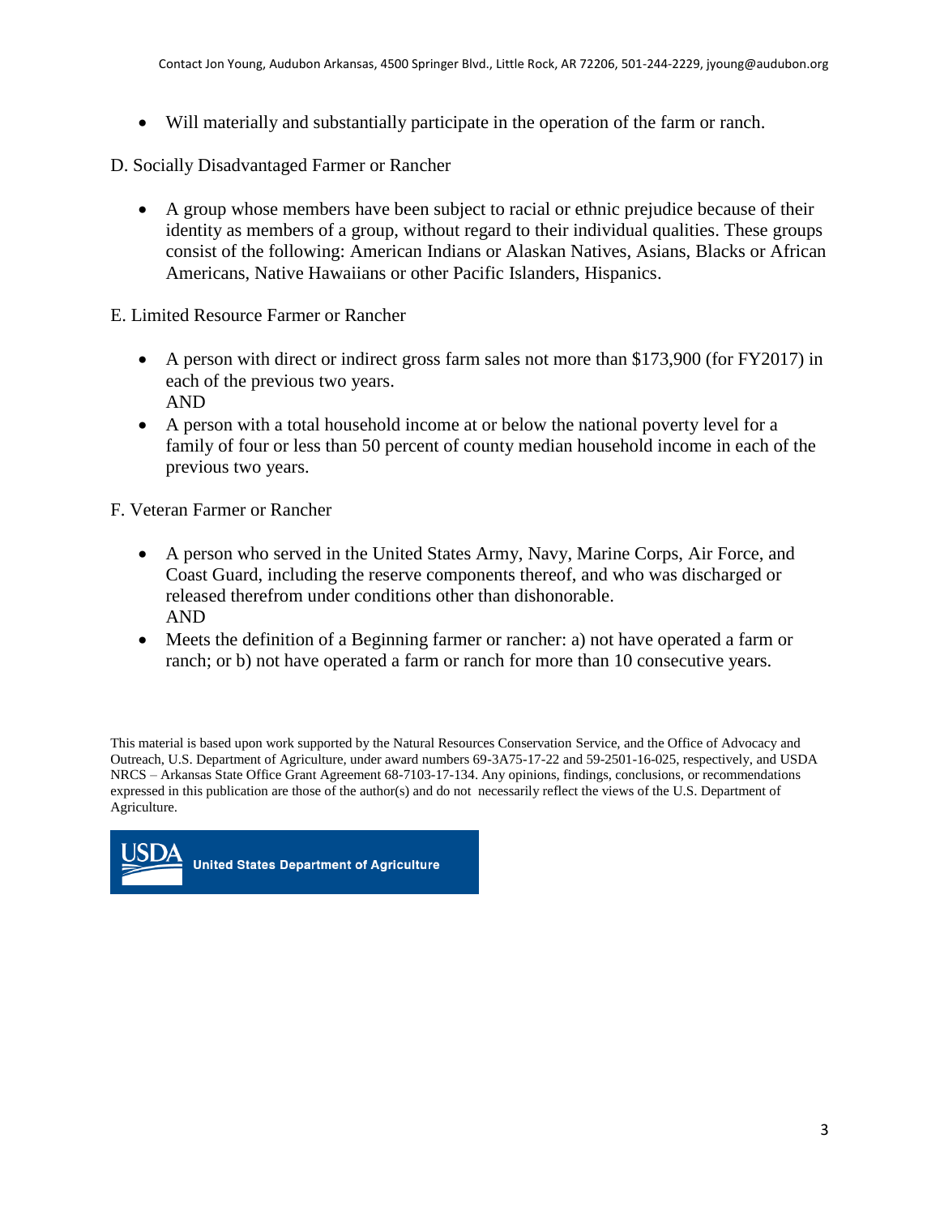- Will materially and substantially participate in the operation of the farm or ranch.

D. Socially Disadvantaged Farmer or Rancher

- A group whose members have been subject to racial or ethnic prejudice because of their identity as members of a group, without regard to their individual qualities. These groups consist of the following: American Indians or Alaskan Natives, Asians, Blacks or African Americans, Native Hawaiians or other Pacific Islanders, Hispanics.

E. Limited Resource Farmer or Rancher

- A person with direct or indirect gross farm sales not more than $173,900 (for FY2017) in each of the previous two years.
  AND
- A person with a total household income at or below the national poverty level for a family of four or less than 50 percent of county median household income in each of the previous two years.

F. Veteran Farmer or Rancher

- A person who served in the United States Army, Navy, Marine Corps, Air Force, and Coast Guard, including the reserve components thereof, and who was discharged or released therefrom under conditions other than dishonorable.
  AND
- Meets the definition of a Beginning farmer or rancher: a) not have operated a farm or ranch; or b) not have operated a farm or ranch for more than 10 consecutive years.

This material is based upon work supported by the Natural Resources Conservation Service, and the Office of Advocacy and Outreach, U.S. Department of Agriculture, under award numbers 69-3A75-17-22 and 59-2501-16-025, respectively, and USDA NRCS – Arkansas State Office Grant Agreement 68-7103-17-134. Any opinions, findings, conclusions, or recommendations expressed in this publication are those of the author(s) and do not necessarily reflect the views of the U.S. Department of Agriculture.

USDA United States Department of Agriculture